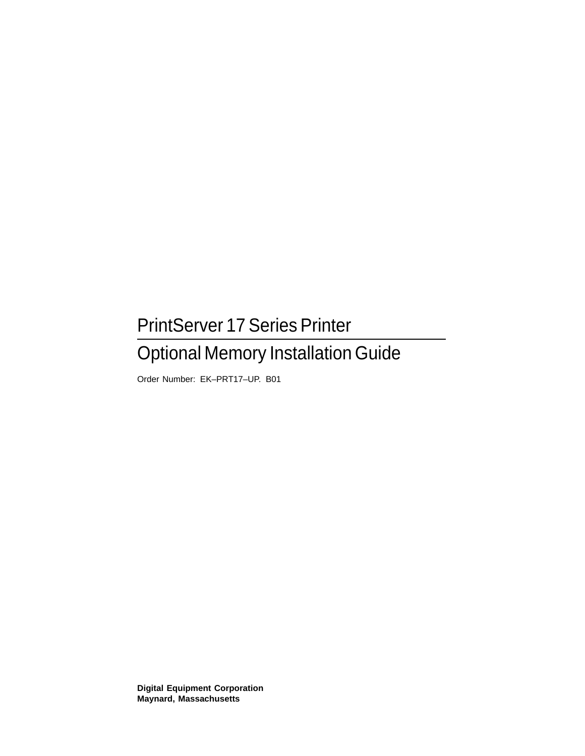# PrintServer 17 Series Printer

## Optional Memory Installation Guide

Order Number: EK–PRT17–UP. B01

**Digital Equipment Corporation**
**Maynard, Massachusetts**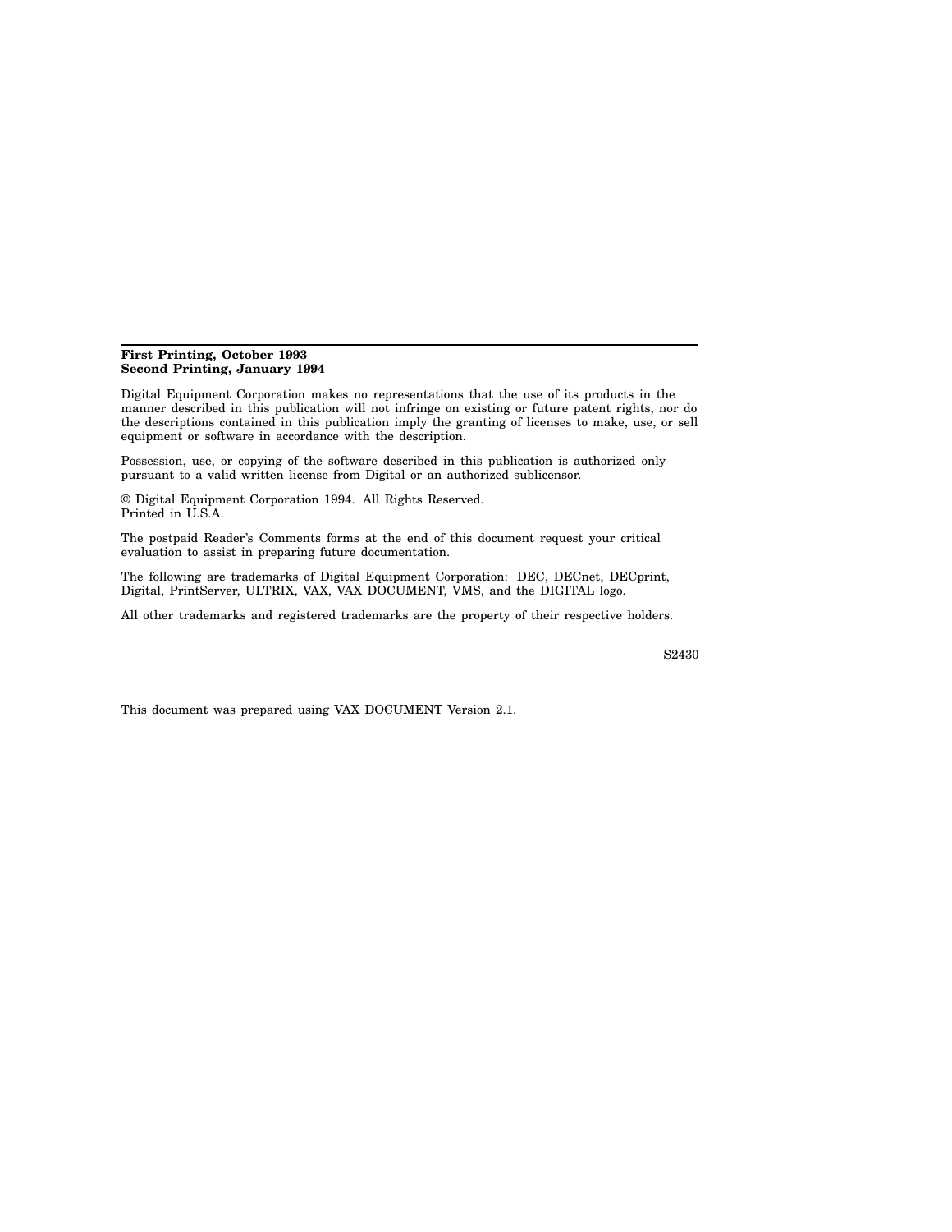**First Printing, October 1993**
**Second Printing, January 1994**

Digital Equipment Corporation makes no representations that the use of its products in the manner described in this publication will not infringe on existing or future patent rights, nor do the descriptions contained in this publication imply the granting of licenses to make, use, or sell equipment or software in accordance with the description.

Possession, use, or copying of the software described in this publication is authorized only pursuant to a valid written license from Digital or an authorized sublicensor.

© Digital Equipment Corporation 1994. All Rights Reserved.
Printed in U.S.A.

The postpaid Reader's Comments forms at the end of this document request your critical evaluation to assist in preparing future documentation.

The following are trademarks of Digital Equipment Corporation: DEC, DECnet, DECprint, Digital, PrintServer, ULTRIX, VAX, VAX DOCUMENT, VMS, and the DIGITAL logo.

All other trademarks and registered trademarks are the property of their respective holders.

S2430

This document was prepared using VAX DOCUMENT Version 2.1.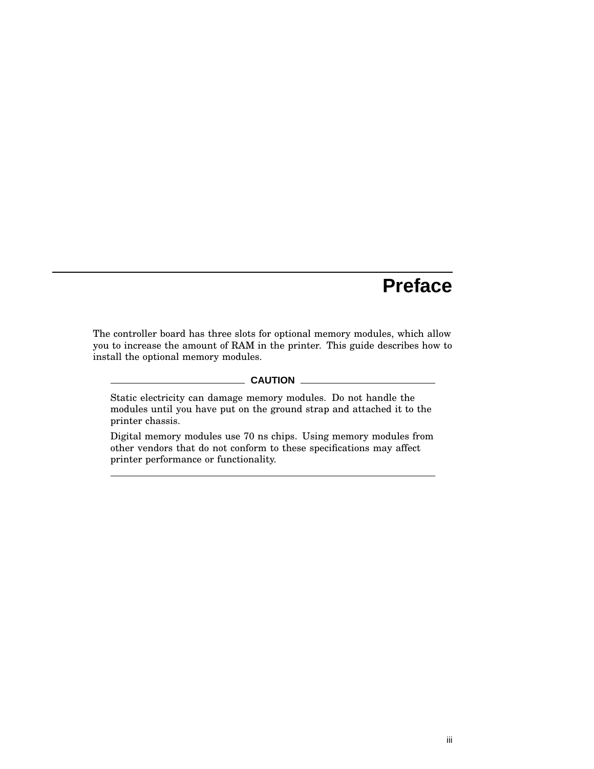# Preface

The controller board has three slots for optional memory modules, which allow you to increase the amount of RAM in the printer. This guide describes how to install the optional memory modules.

**CAUTION**

Static electricity can damage memory modules. Do not handle the modules until you have put on the ground strap and attached it to the printer chassis.

Digital memory modules use 70 ns chips. Using memory modules from other vendors that do not conform to these specifications may affect printer performance or functionality.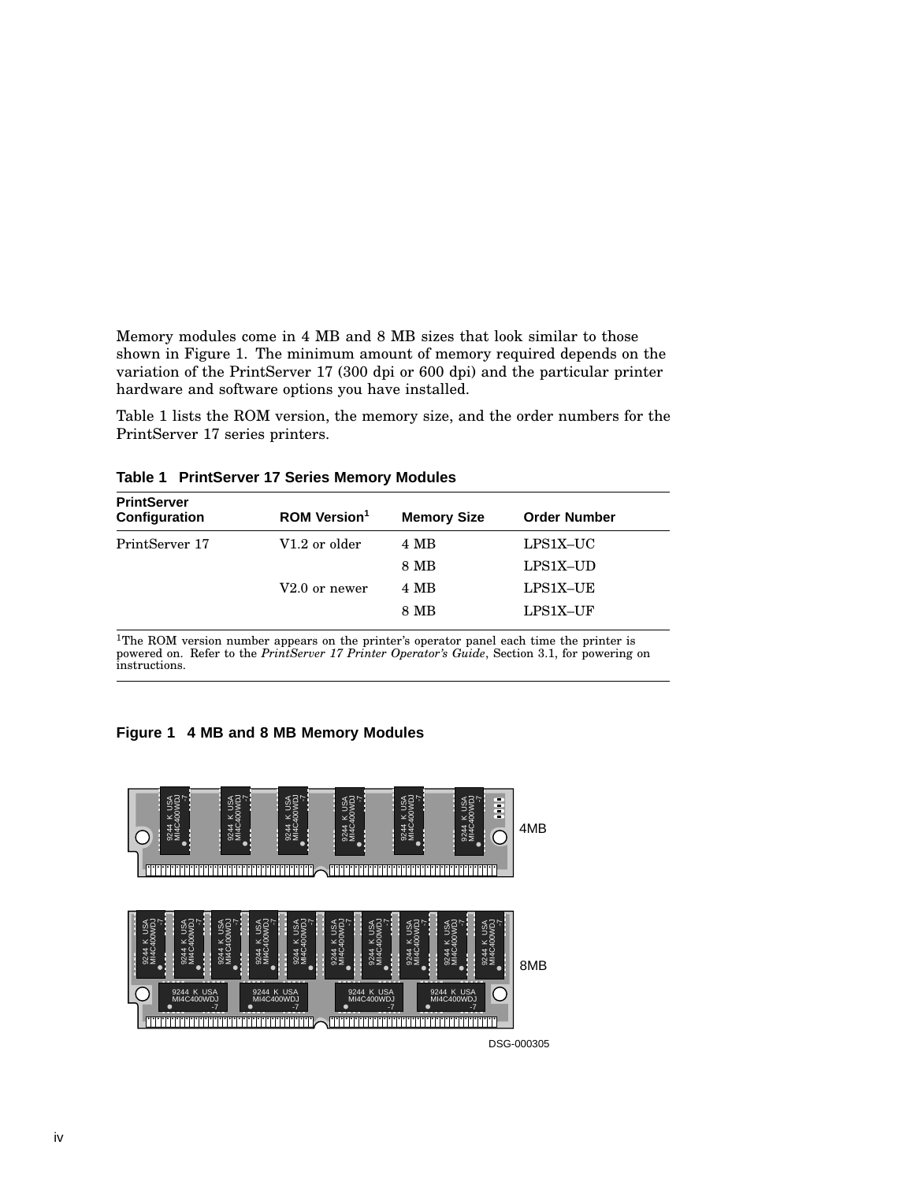Memory modules come in 4 MB and 8 MB sizes that look similar to those shown in Figure 1. The minimum amount of memory required depends on the variation of the PrintServer 17 (300 dpi or 600 dpi) and the particular printer hardware and software options you have installed.

Table 1 lists the ROM version, the memory size, and the order numbers for the PrintServer 17 series printers.

**Table 1 PrintServer 17 Series Memory Modules**

| PrintServer Configuration | ROM Version[1] | Memory Size | Order Number |
|---|---|---|---|
| PrintServer 17 | V1.2 or older | 4 MB | LPS1X–UC |
| | | 8 MB | LPS1X–UD |
| | V2.0 or newer | 4 MB | LPS1X–UE |
| | | 8 MB | LPS1X–UF |

[1]The ROM version number appears on the printer's operator panel each time the printer is powered on. Refer to the *PrintServer 17 Printer Operator's Guide*, Section 3.1, for powering on instructions.

**Figure 1 4 MB and 8 MB Memory Modules**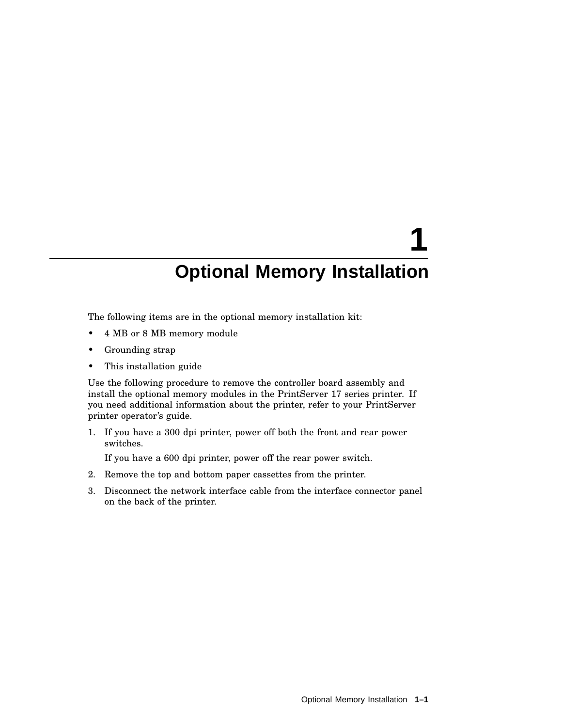# 1 Optional Memory Installation

The following items are in the optional memory installation kit:

- 4 MB or 8 MB memory module
- Grounding strap
- This installation guide

Use the following procedure to remove the controller board assembly and install the optional memory modules in the PrintServer 17 series printer. If you need additional information about the printer, refer to your PrintServer printer operator's guide.

1. If you have a 300 dpi printer, power off both the front and rear power switches.

   If you have a 600 dpi printer, power off the rear power switch.

2. Remove the top and bottom paper cassettes from the printer.
3. Disconnect the network interface cable from the interface connector panel on the back of the printer.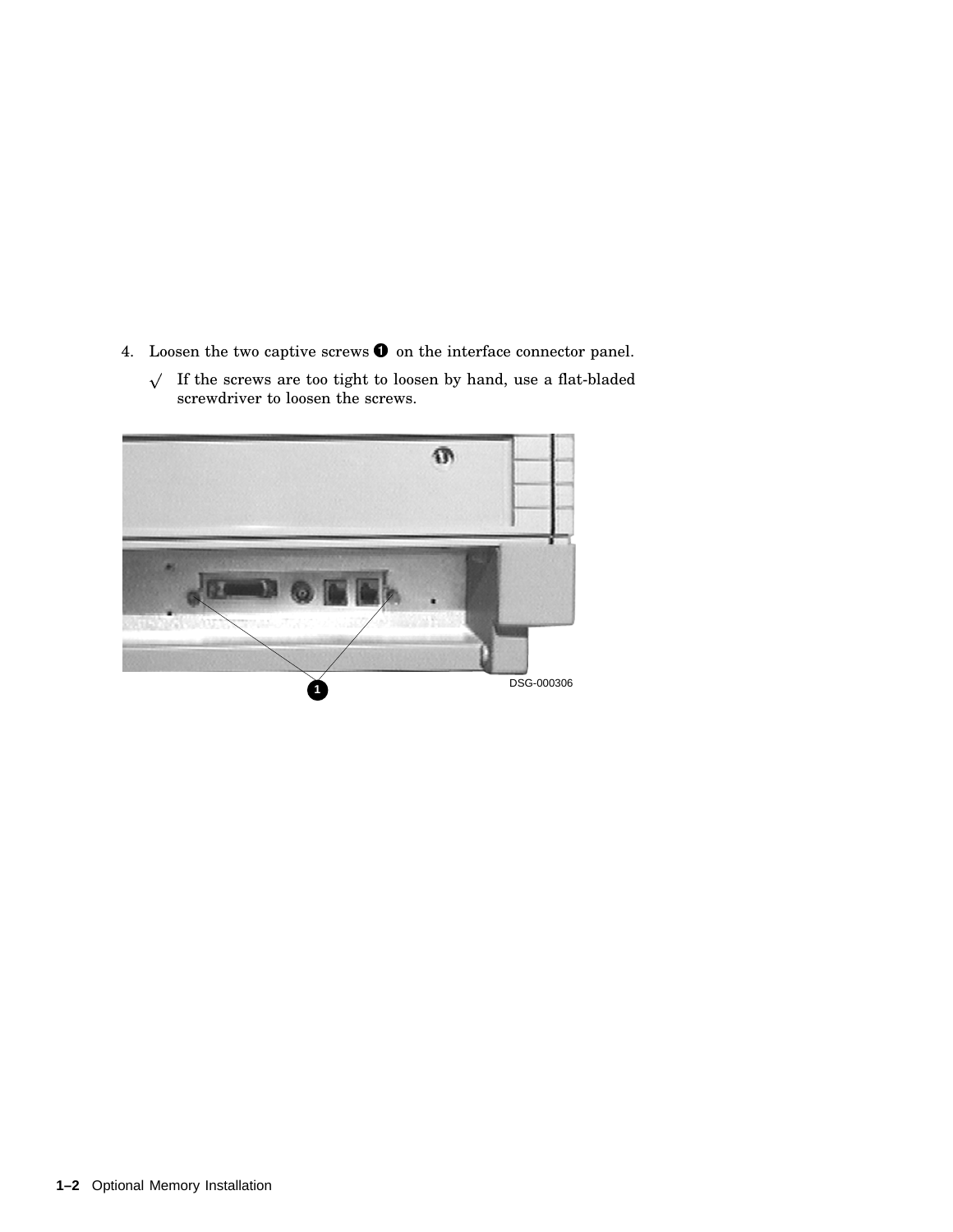4. Loosen the two captive screws ❶ on the interface connector panel.

   √ If the screws are too tight to loosen by hand, use a flat-bladed screwdriver to loosen the screws.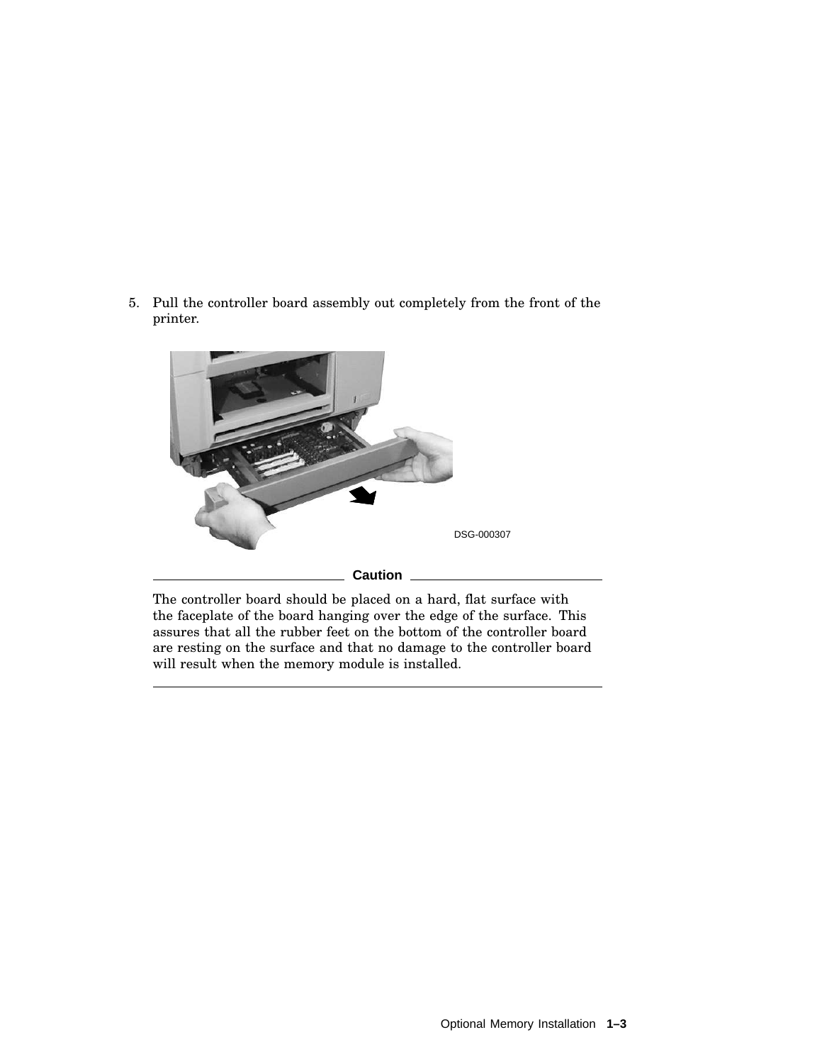5. Pull the controller board assembly out completely from the front of the printer.

DSG-000307

**Caution**

The controller board should be placed on a hard, flat surface with the faceplate of the board hanging over the edge of the surface. This assures that all the rubber feet on the bottom of the controller board are resting on the surface and that no damage to the controller board will result when the memory module is installed.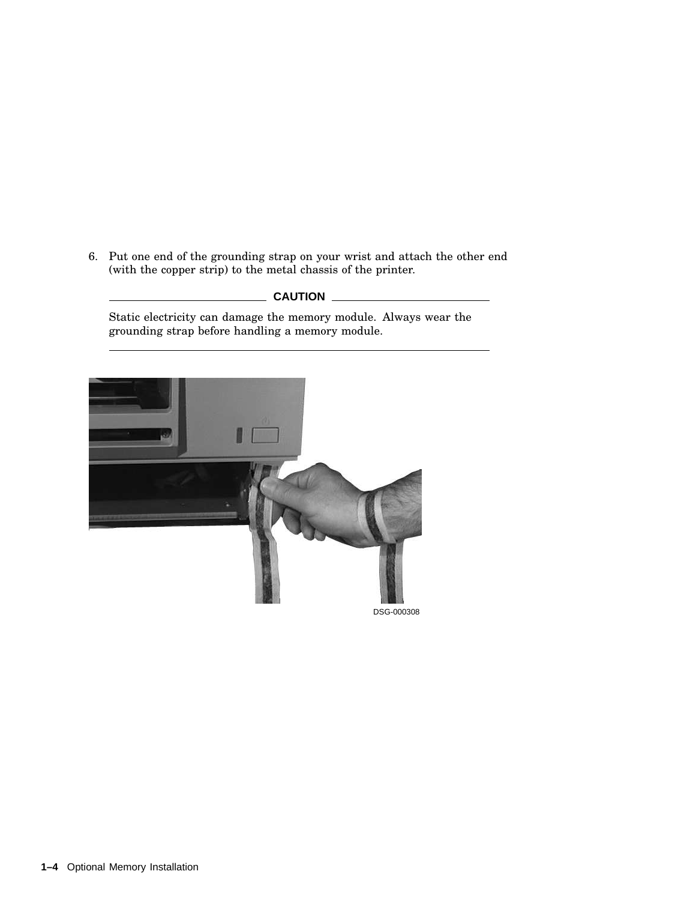6. Put one end of the grounding strap on your wrist and attach the other end (with the copper strip) to the metal chassis of the printer.

**CAUTION**

Static electricity can damage the memory module. Always wear the grounding strap before handling a memory module.

DSG-000308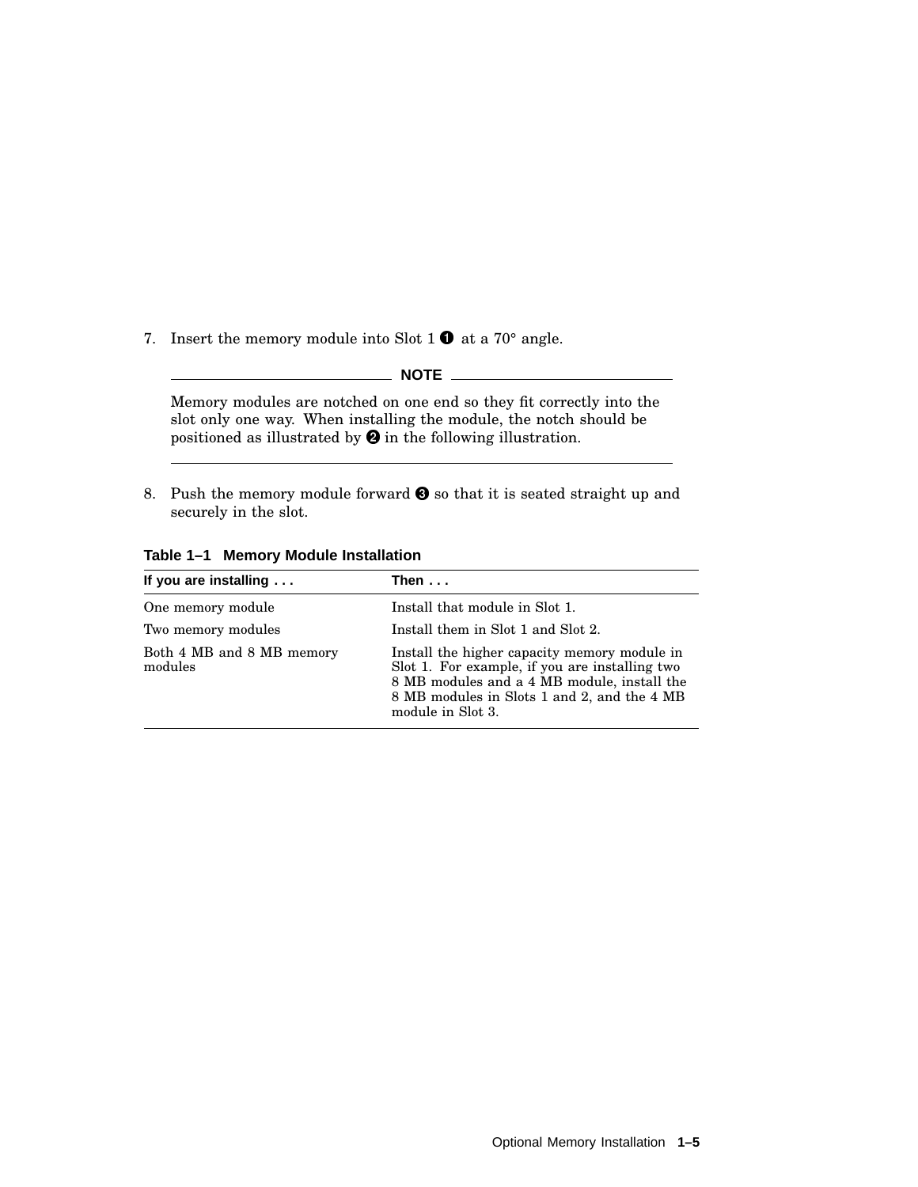7. Insert the memory module into Slot 1 ❶ at a 70° angle.

**NOTE**

Memory modules are notched on one end so they fit correctly into the slot only one way. When installing the module, the notch should be positioned as illustrated by ❷ in the following illustration.

8. Push the memory module forward ❸ so that it is seated straight up and securely in the slot.

**Table 1–1 Memory Module Installation**

| If you are installing . . . | Then . . . |
|---|---|
| One memory module | Install that module in Slot 1. |
| Two memory modules | Install them in Slot 1 and Slot 2. |
| Both 4 MB and 8 MB memory modules | Install the higher capacity memory module in Slot 1. For example, if you are installing two 8 MB modules and a 4 MB module, install the 8 MB modules in Slots 1 and 2, and the 4 MB module in Slot 3. |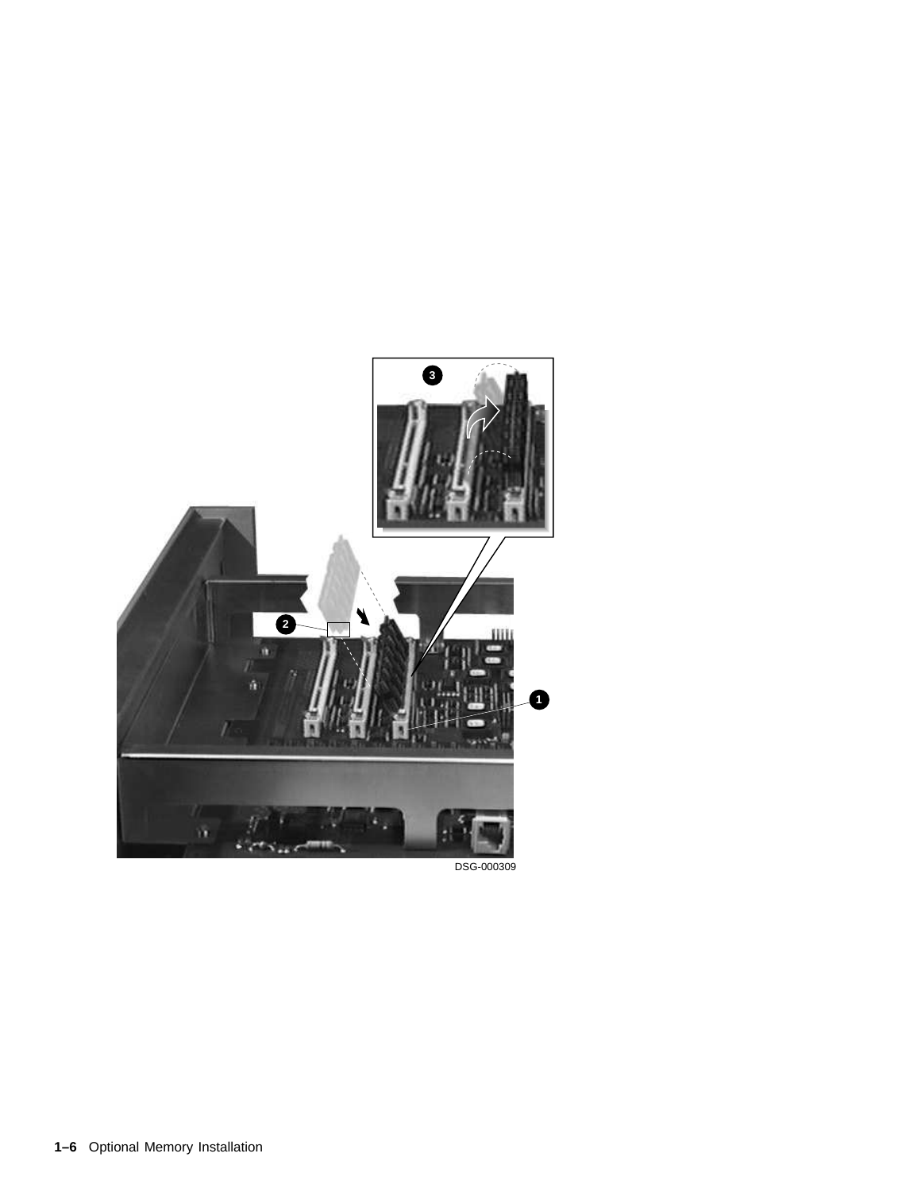DSG-000309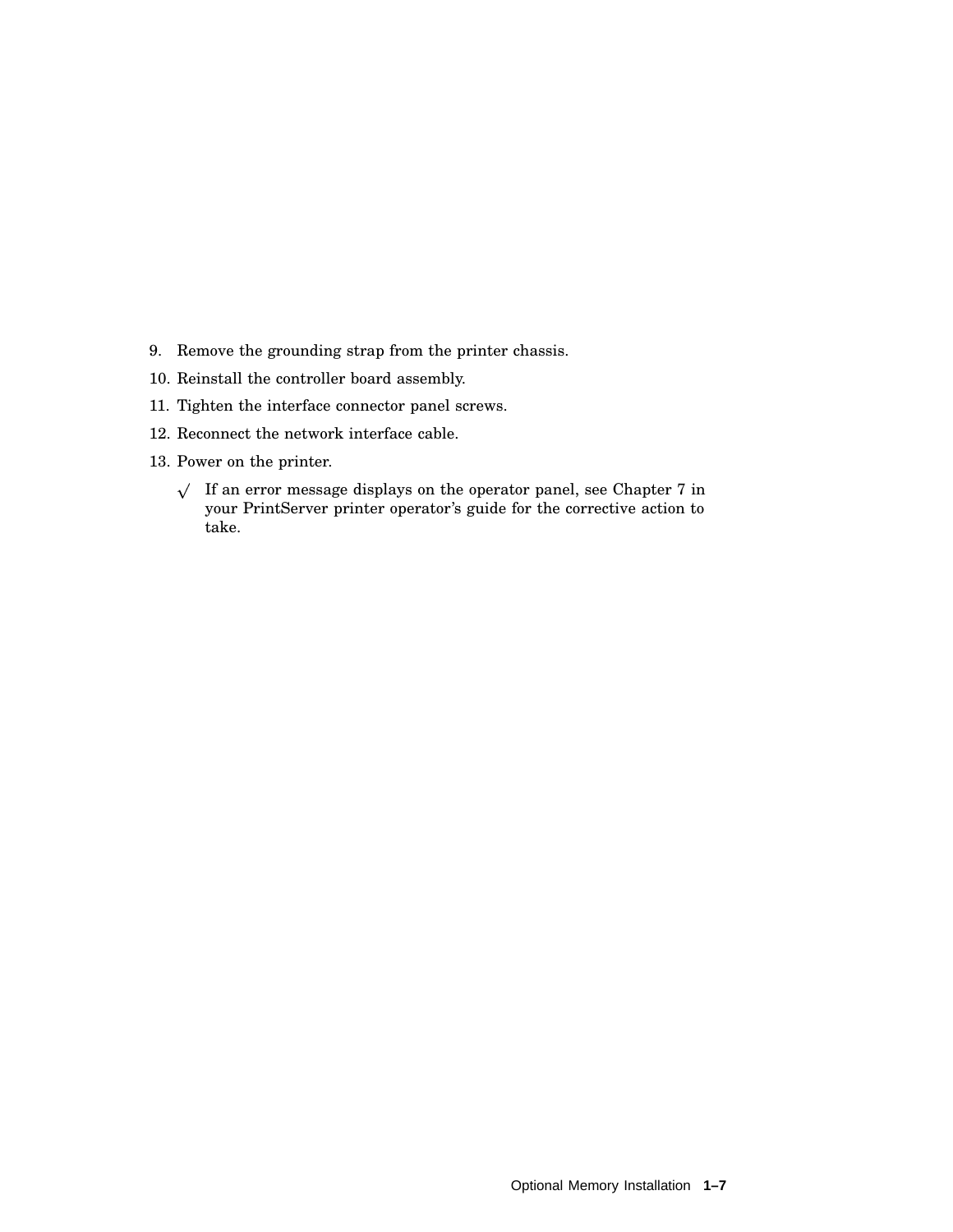9. Remove the grounding strap from the printer chassis.
10. Reinstall the controller board assembly.
11. Tighten the interface connector panel screws.
12. Reconnect the network interface cable.
13. Power on the printer.

    √ If an error message displays on the operator panel, see Chapter 7 in your PrintServer printer operator's guide for the corrective action to take.